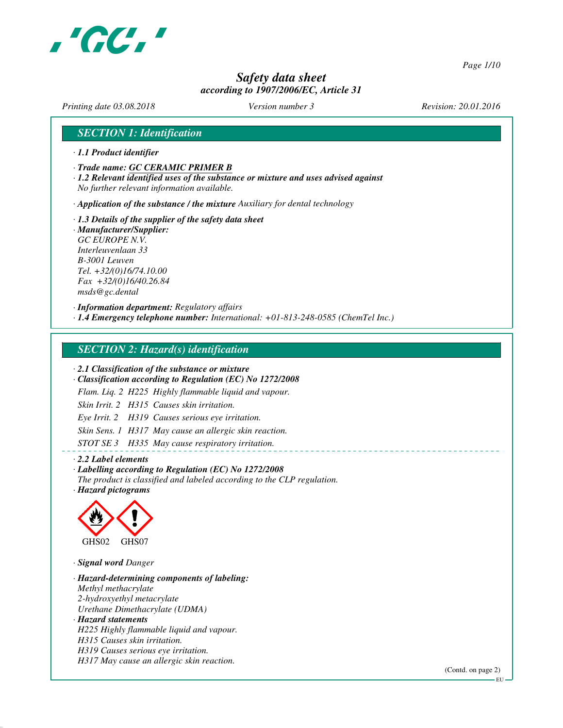# Safety data sheet
*according to 1907/2006/EC, Article 31*

*Printing date 03.08.2018* *Version number 3* *Revision: 20.01.2016*

## SECTION 1: Identification

· **1.1 Product identifier**

· **Trade name: GC CERAMIC PRIMER B**

· **1.2 Relevant identified uses of the substance or mixture and uses advised against**
No further relevant information available.

· **Application of the substance / the mixture** Auxiliary for dental technology

· **1.3 Details of the supplier of the safety data sheet**

· **Manufacturer/Supplier:**
GC EUROPE N.V.
Interleuvenlaan 33
B-3001 Leuven
Tel. +32/(0)16/74.10.00
Fax +32/(0)16/40.26.84
msds@gc.dental

· **Information department:** Regulatory affairs

· **1.4 Emergency telephone number:** International: +01-813-248-0585 (ChemTel Inc.)

## SECTION 2: Hazard(s) identification

· **2.1 Classification of the substance or mixture**

· **Classification according to Regulation (EC) No 1272/2008**

Flam. Liq. 2 H225 Highly flammable liquid and vapour.

Skin Irrit. 2 H315 Causes skin irritation.

Eye Irrit. 2 H319 Causes serious eye irritation.

Skin Sens. 1 H317 May cause an allergic skin reaction.

STOT SE 3 H335 May cause respiratory irritation.

· **2.2 Label elements**

· **Labelling according to Regulation (EC) No 1272/2008**
The product is classified and labeled according to the CLP regulation.

· **Hazard pictograms**

GHS02 GHS07

· **Signal word** Danger

· **Hazard-determining components of labeling:**
Methyl methacrylate
2-hydroxyethyl metacrylate
Urethane Dimethacrylate (UDMA)

· **Hazard statements**
H225 Highly flammable liquid and vapour.
H315 Causes skin irritation.
H319 Causes serious eye irritation.
H317 May cause an allergic skin reaction.

(Contd. on page 2)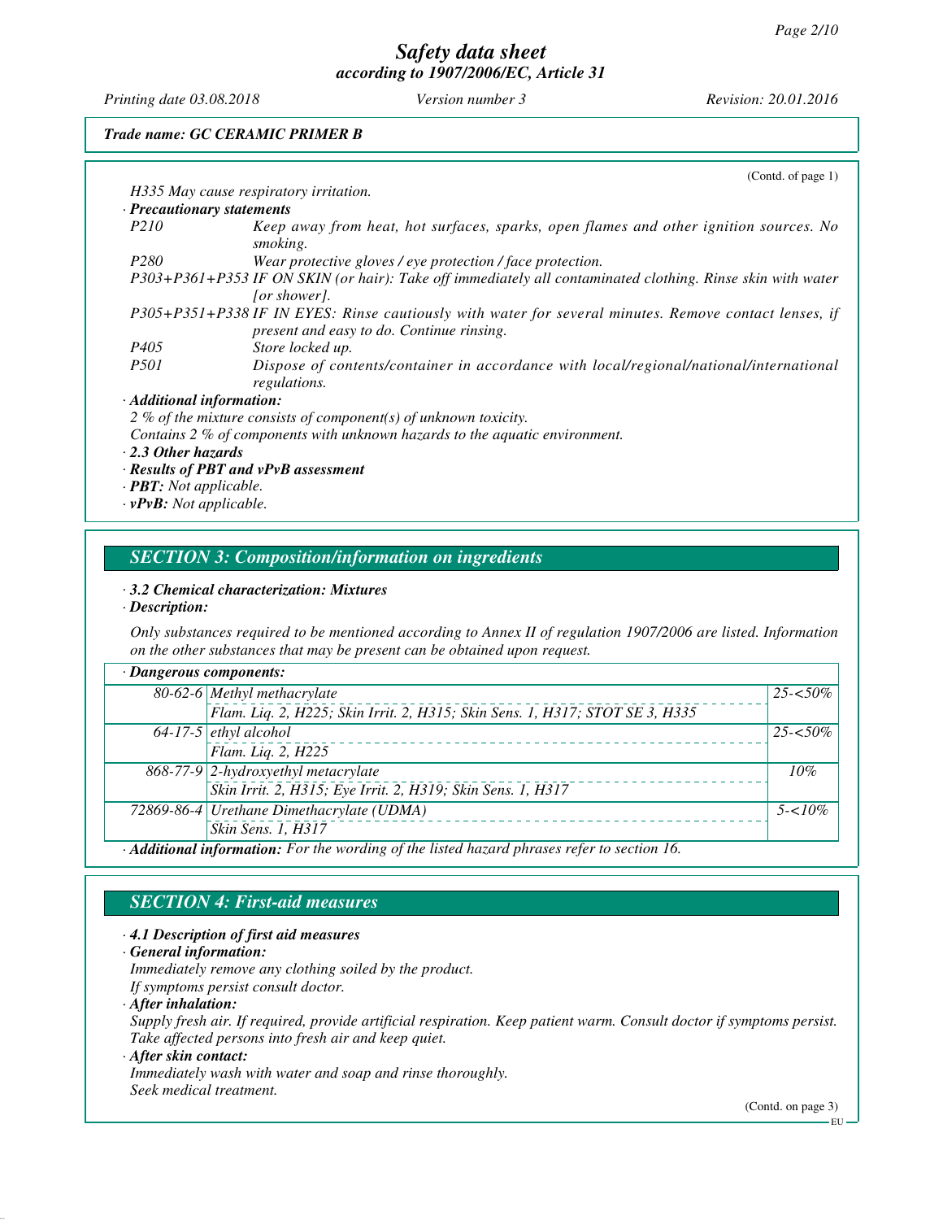(Contd. of page 1)

H335 May cause respiratory irritation.

· **Precautionary statements**

| | |
|---|---|
| P210 | Keep away from heat, hot surfaces, sparks, open flames and other ignition sources. No smoking. |
| P280 | Wear protective gloves / eye protection / face protection. |
| P303+P361+P353 | IF ON SKIN (or hair): Take off immediately all contaminated clothing. Rinse skin with water [or shower]. |
| P305+P351+P338 | IF IN EYES: Rinse cautiously with water for several minutes. Remove contact lenses, if present and easy to do. Continue rinsing. |
| P405 | Store locked up. |
| P501 | Dispose of contents/container in accordance with local/regional/national/international regulations. |

· **Additional information:**

2 % of the mixture consists of component(s) of unknown toxicity.

Contains 2 % of components with unknown hazards to the aquatic environment.

· **2.3 Other hazards**

· **Results of PBT and vPvB assessment**

· **PBT:** Not applicable.

· **vPvB:** Not applicable.

## SECTION 3: Composition/information on ingredients

· **3.2 Chemical characterization: Mixtures**

· **Description:**

Only substances required to be mentioned according to Annex II of regulation 1907/2006 are listed. Information on the other substances that may be present can be obtained upon request.

· **Dangerous components:**

| CAS | Component | Concentration |
|---|---|---|
| 80-62-6 | Methyl methacrylate<br>Flam. Liq. 2, H225; Skin Irrit. 2, H315; Skin Sens. 1, H317; STOT SE 3, H335 | 25-<50% |
| 64-17-5 | ethyl alcohol<br>Flam. Liq. 2, H225 | 25-<50% |
| 868-77-9 | 2-hydroxyethyl metacrylate<br>Skin Irrit. 2, H315; Eye Irrit. 2, H319; Skin Sens. 1, H317 | 10% |
| 72869-86-4 | Urethane Dimethacrylate (UDMA)<br>Skin Sens. 1, H317 | 5-<10% |

· **Additional information:** For the wording of the listed hazard phrases refer to section 16.

## SECTION 4: First-aid measures

· **4.1 Description of first aid measures**

· **General information:**

Immediately remove any clothing soiled by the product.

If symptoms persist consult doctor.

· **After inhalation:**

Supply fresh air. If required, provide artificial respiration. Keep patient warm. Consult doctor if symptoms persist.

Take affected persons into fresh air and keep quiet.

· **After skin contact:**

Immediately wash with water and soap and rinse thoroughly.

Seek medical treatment.

(Contd. on page 3)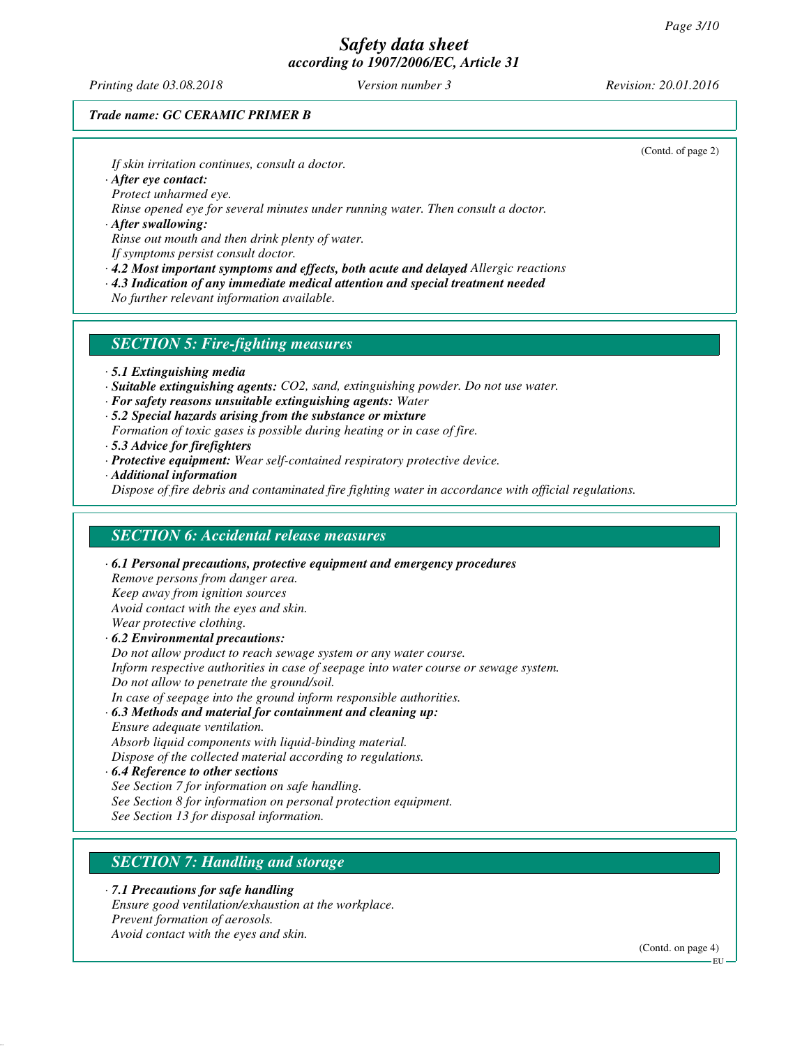*Trade name: GC CERAMIC PRIMER B*

(Contd. of page 2)

*If skin irritation continues, consult a doctor.*

· ***After eye contact:***
*Protect unharmed eye.*
*Rinse opened eye for several minutes under running water. Then consult a doctor.*

· ***After swallowing:***
*Rinse out mouth and then drink plenty of water.*
*If symptoms persist consult doctor.*

· ***4.2 Most important symptoms and effects, both acute and delayed*** *Allergic reactions*

· ***4.3 Indication of any immediate medical attention and special treatment needed***
*No further relevant information available.*

## *SECTION 5: Fire-fighting measures*

· ***5.1 Extinguishing media***

· ***Suitable extinguishing agents:*** *CO2, sand, extinguishing powder. Do not use water.*

· ***For safety reasons unsuitable extinguishing agents:*** *Water*

· ***5.2 Special hazards arising from the substance or mixture***
*Formation of toxic gases is possible during heating or in case of fire.*

· ***5.3 Advice for firefighters***

· ***Protective equipment:*** *Wear self-contained respiratory protective device.*

· ***Additional information***
*Dispose of fire debris and contaminated fire fighting water in accordance with official regulations.*

## *SECTION 6: Accidental release measures*

· ***6.1 Personal precautions, protective equipment and emergency procedures***
*Remove persons from danger area.*
*Keep away from ignition sources*
*Avoid contact with the eyes and skin.*
*Wear protective clothing.*

· ***6.2 Environmental precautions:***
*Do not allow product to reach sewage system or any water course.*
*Inform respective authorities in case of seepage into water course or sewage system.*
*Do not allow to penetrate the ground/soil.*
*In case of seepage into the ground inform responsible authorities.*

· ***6.3 Methods and material for containment and cleaning up:***
*Ensure adequate ventilation.*
*Absorb liquid components with liquid-binding material.*
*Dispose of the collected material according to regulations.*

· ***6.4 Reference to other sections***
*See Section 7 for information on safe handling.*
*See Section 8 for information on personal protection equipment.*
*See Section 13 for disposal information.*

## *SECTION 7: Handling and storage*

· ***7.1 Precautions for safe handling***
*Ensure good ventilation/exhaustion at the workplace.*
*Prevent formation of aerosols.*
*Avoid contact with the eyes and skin.*

(Contd. on page 4)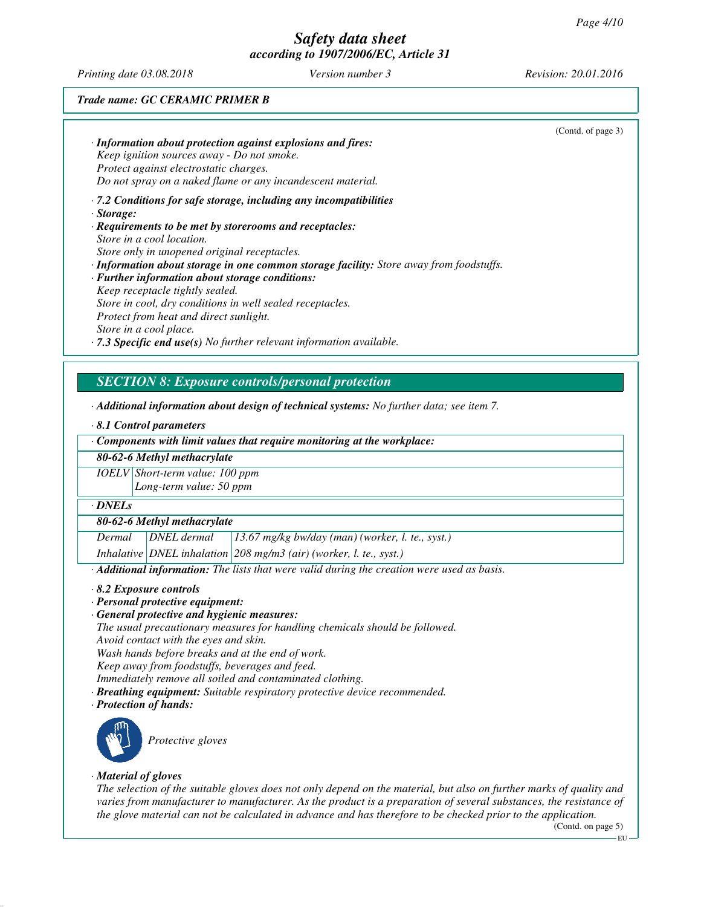(Contd. of page 3)

· ***Information about protection against explosions and fires:***
*Keep ignition sources away - Do not smoke.*
*Protect against electrostatic charges.*
*Do not spray on a naked flame or any incandescent material.*

· ***7.2 Conditions for safe storage, including any incompatibilities***

· ***Storage:***

· ***Requirements to be met by storerooms and receptacles:***
*Store in a cool location.*
*Store only in unopened original receptacles.*

· ***Information about storage in one common storage facility:*** *Store away from foodstuffs.*

· ***Further information about storage conditions:***
*Keep receptacle tightly sealed.*
*Store in cool, dry conditions in well sealed receptacles.*
*Protect from heat and direct sunlight.*
*Store in a cool place.*

· ***7.3 Specific end use(s)*** *No further relevant information available.*

## *SECTION 8: Exposure controls/personal protection*

· ***Additional information about design of technical systems:*** *No further data; see item 7.*

· ***8.1 Control parameters***

· ***Components with limit values that require monitoring at the workplace:***

| ***80-62-6 Methyl methacrylate*** | |
|---|---|
| *IOELV* | *Short-term value: 100 ppm*<br>*Long-term value: 50 ppm* |

· ***DNELs***

| ***80-62-6 Methyl methacrylate*** | | |
|---|---|---|
| *Dermal* | *DNEL dermal* | *13.67 mg/kg bw/day (man) (worker, l. te., syst.)* |
| *Inhalative* | *DNEL inhalation* | *208 mg/m3 (air) (worker, l. te., syst.)* |

· ***Additional information:*** *The lists that were valid during the creation were used as basis.*

· ***8.2 Exposure controls***

· ***Personal protective equipment:***

· ***General protective and hygienic measures:***
*The usual precautionary measures for handling chemicals should be followed.*
*Avoid contact with the eyes and skin.*
*Wash hands before breaks and at the end of work.*
*Keep away from foodstuffs, beverages and feed.*
*Immediately remove all soiled and contaminated clothing.*

· ***Breathing equipment:*** *Suitable respiratory protective device recommended.*

· ***Protection of hands:***

*Protective gloves*

· ***Material of gloves***
*The selection of the suitable gloves does not only depend on the material, but also on further marks of quality and varies from manufacturer to manufacturer. As the product is a preparation of several substances, the resistance of the glove material can not be calculated in advance and has therefore to be checked prior to the application.*

(Contd. on page 5)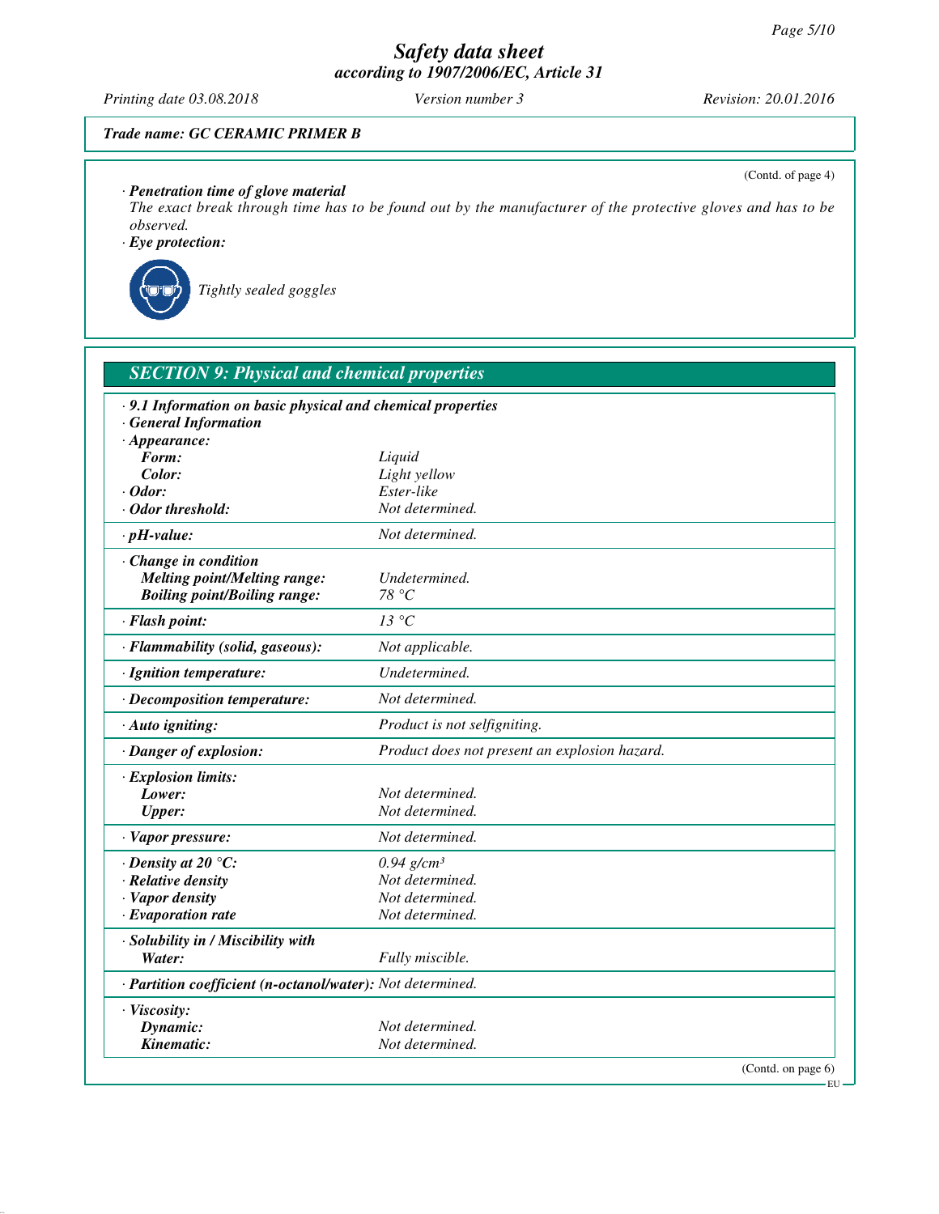Trade name: GC CERAMIC PRIMER B

(Contd. of page 4)

· **Penetration time of glove material**
The exact break through time has to be found out by the manufacturer of the protective gloves and has to be observed.

· **Eye protection:**

Tightly sealed goggles

## SECTION 9: Physical and chemical properties

· **9.1 Information on basic physical and chemical properties**

· **General Information**

| | |
|---|---|
| · **Appearance:** | |
| **Form:** | Liquid |
| **Color:** | Light yellow |
| · **Odor:** | Ester-like |
| · **Odor threshold:** | Not determined. |
| · **pH-value:** | Not determined. |
| · **Change in condition** | |
| **Melting point/Melting range:** | Undetermined. |
| **Boiling point/Boiling range:** | 78 °C |
| · **Flash point:** | 13 °C |
| · **Flammability (solid, gaseous):** | Not applicable. |
| · **Ignition temperature:** | Undetermined. |
| · **Decomposition temperature:** | Not determined. |
| · **Auto igniting:** | Product is not selfigniting. |
| · **Danger of explosion:** | Product does not present an explosion hazard. |
| · **Explosion limits:** | |
| **Lower:** | Not determined. |
| **Upper:** | Not determined. |
| · **Vapor pressure:** | Not determined. |
| · **Density at 20 °C:** | 0.94 g/cm³ |
| · **Relative density** | Not determined. |
| · **Vapor density** | Not determined. |
| · **Evaporation rate** | Not determined. |
| · **Solubility in / Miscibility with** | |
| **Water:** | Fully miscible. |
| · **Partition coefficient (n-octanol/water):** | Not determined. |
| · **Viscosity:** | |
| **Dynamic:** | Not determined. |
| **Kinematic:** | Not determined. |

(Contd. on page 6)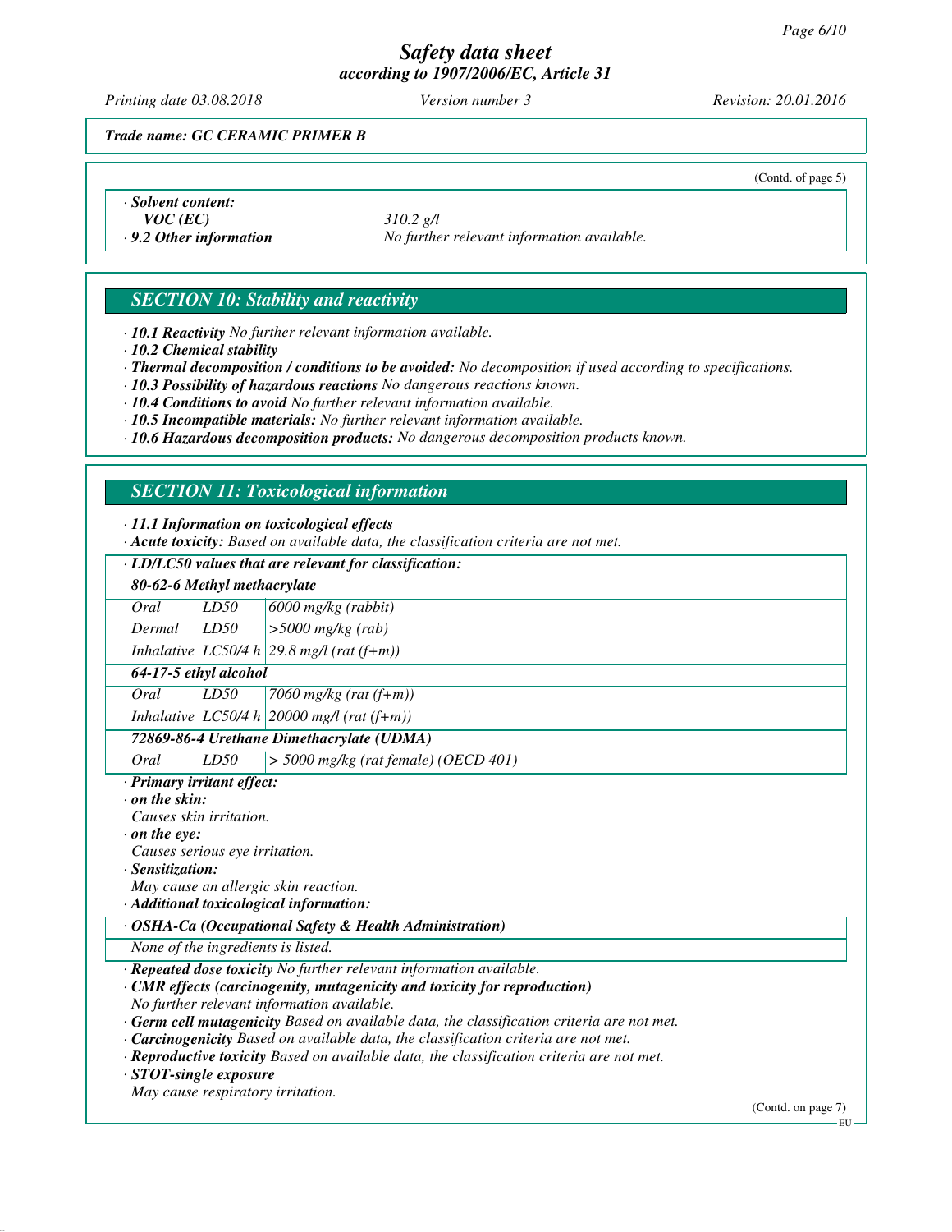*Trade name: GC CERAMIC PRIMER B*

(Contd. of page 5)

· **Solvent content:**
**VOC (EC)** 310.2 g/l
· **9.2 Other information** No further relevant information available.

## SECTION 10: Stability and reactivity

· **10.1 Reactivity** No further relevant information available.
· **10.2 Chemical stability**
· **Thermal decomposition / conditions to be avoided:** No decomposition if used according to specifications.
· **10.3 Possibility of hazardous reactions** No dangerous reactions known.
· **10.4 Conditions to avoid** No further relevant information available.
· **10.5 Incompatible materials:** No further relevant information available.
· **10.6 Hazardous decomposition products:** No dangerous decomposition products known.

## SECTION 11: Toxicological information

· **11.1 Information on toxicological effects**
· **Acute toxicity:** Based on available data, the classification criteria are not met.

| · LD/LC50 values that are relevant for classification: | | |
|---|---|---|
| **80-62-6 Methyl methacrylate** | | |
| Oral | LD50 | 6000 mg/kg (rabbit) |
| Dermal | LD50 | >5000 mg/kg (rab) |
| Inhalative | LC50/4 h | 29.8 mg/l (rat (f+m)) |
| **64-17-5 ethyl alcohol** | | |
| Oral | LD50 | 7060 mg/kg (rat (f+m)) |
| Inhalative | LC50/4 h | 20000 mg/l (rat (f+m)) |
| **72869-86-4 Urethane Dimethacrylate (UDMA)** | | |
| Oral | LD50 | > 5000 mg/kg (rat female) (OECD 401) |

· **Primary irritant effect:**
· **on the skin:**
Causes skin irritation.
· **on the eye:**
Causes serious eye irritation.
· **Sensitization:**
May cause an allergic skin reaction.
· **Additional toxicological information:**

| · OSHA-Ca (Occupational Safety & Health Administration) |
|---|
| None of the ingredients is listed. |

· **Repeated dose toxicity** No further relevant information available.
· **CMR effects (carcinogenity, mutagenicity and toxicity for reproduction)**
No further relevant information available.
· **Germ cell mutagenicity** Based on available data, the classification criteria are not met.
· **Carcinogenicity** Based on available data, the classification criteria are not met.
· **Reproductive toxicity** Based on available data, the classification criteria are not met.
· **STOT-single exposure**
May cause respiratory irritation.

(Contd. on page 7)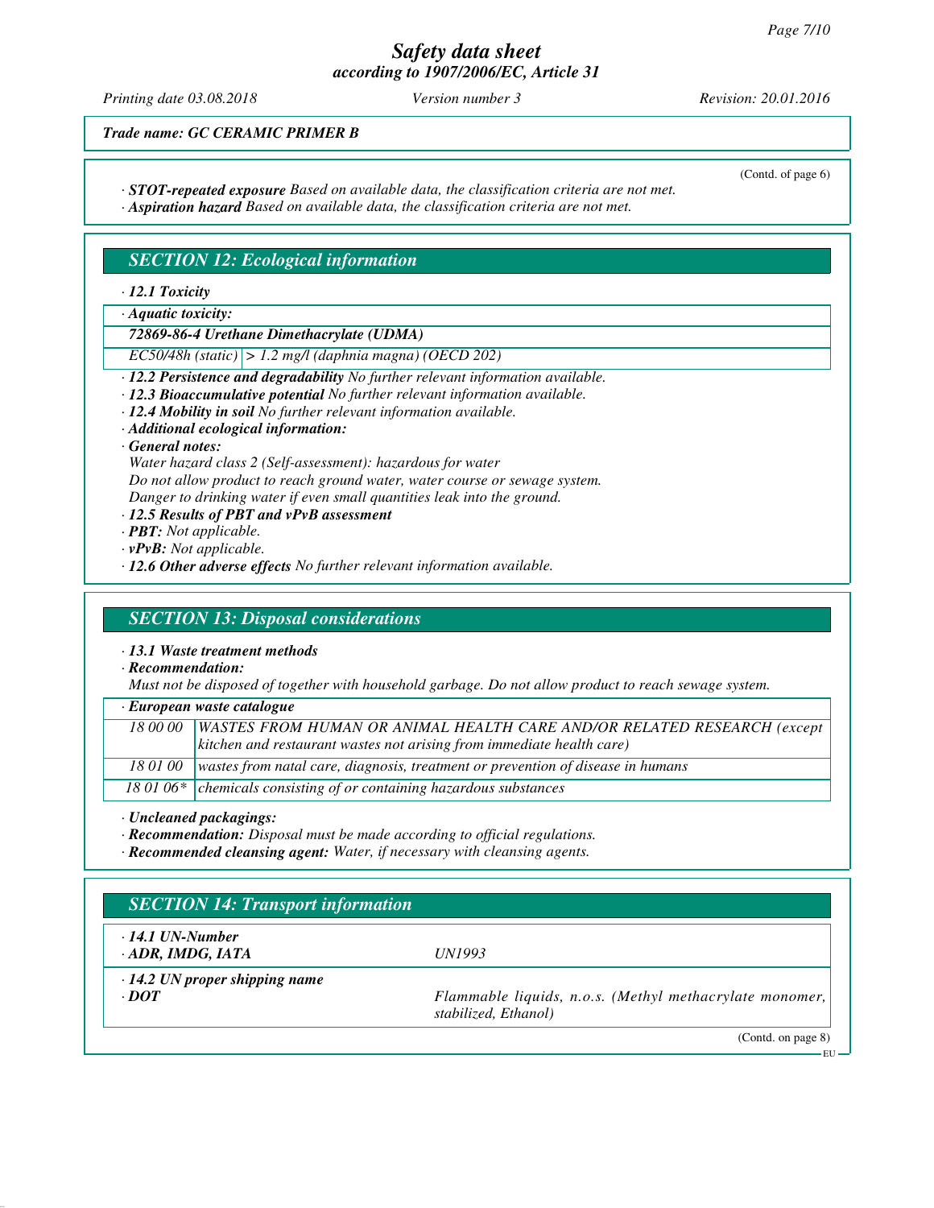*Trade name: GC CERAMIC PRIMER B*

(Contd. of page 6)

· **STOT-repeated exposure** Based on available data, the classification criteria are not met.
· **Aspiration hazard** Based on available data, the classification criteria are not met.

## SECTION 12: Ecological information

· **12.1 Toxicity**

| · **Aquatic toxicity:** | |
|---|---|
| **72869-86-4 Urethane Dimethacrylate (UDMA)** | |
| EC50/48h (static) | > 1.2 mg/l (daphnia magna) (OECD 202) |

· **12.2 Persistence and degradability** No further relevant information available.
· **12.3 Bioaccumulative potential** No further relevant information available.
· **12.4 Mobility in soil** No further relevant information available.
· **Additional ecological information:**
· **General notes:**
Water hazard class 2 (Self-assessment): hazardous for water
Do not allow product to reach ground water, water course or sewage system.
Danger to drinking water if even small quantities leak into the ground.
· **12.5 Results of PBT and vPvB assessment**
· **PBT:** Not applicable.
· **vPvB:** Not applicable.
· **12.6 Other adverse effects** No further relevant information available.

## SECTION 13: Disposal considerations

· **13.1 Waste treatment methods**
· **Recommendation:**
Must not be disposed of together with household garbage. Do not allow product to reach sewage system.

| · **European waste catalogue** | |
|---|---|
| 18 00 00 | WASTES FROM HUMAN OR ANIMAL HEALTH CARE AND/OR RELATED RESEARCH (except kitchen and restaurant wastes not arising from immediate health care) |
| 18 01 00 | wastes from natal care, diagnosis, treatment or prevention of disease in humans |
| 18 01 06* | chemicals consisting of or containing hazardous substances |

· **Uncleaned packagings:**
· **Recommendation:** Disposal must be made according to official regulations.
· **Recommended cleansing agent:** Water, if necessary with cleansing agents.

## SECTION 14: Transport information

| | |
|---|---|
| · **14.1 UN-Number**<br>· **ADR, IMDG, IATA** | UN1993 |
| · **14.2 UN proper shipping name**<br>· **DOT** | Flammable liquids, n.o.s. (Methyl methacrylate monomer, stabilized, Ethanol) |

(Contd. on page 8)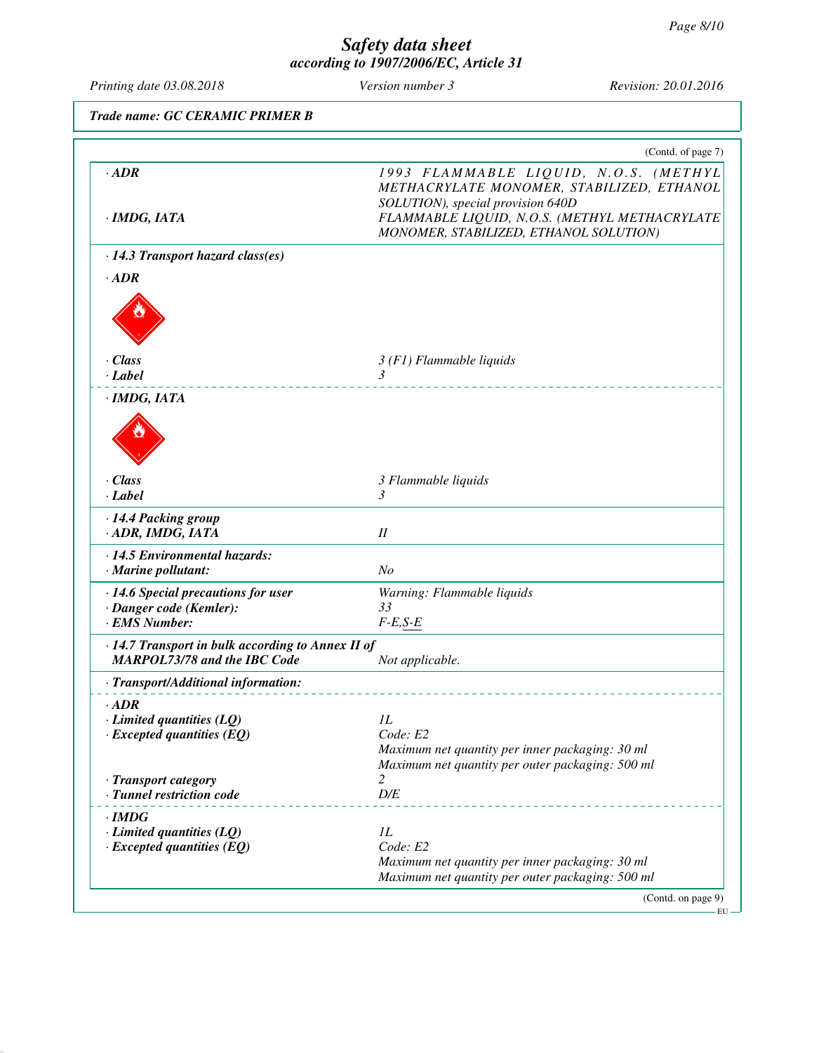**Trade name: GC CERAMIC PRIMER B**

(Contd. of page 7)

| | |
|---|---|
| · **ADR** | 1993 FLAMMABLE LIQUID, N.O.S. (METHYL METHACRYLATE MONOMER, STABILIZED, ETHANOL SOLUTION), special provision 640D |
| · **IMDG, IATA** | FLAMMABLE LIQUID, N.O.S. (METHYL METHACRYLATE MONOMER, STABILIZED, ETHANOL SOLUTION) |

· **14.3 Transport hazard class(es)**

· **ADR**

| | |
|---|---|
| · **Class** | 3 (F1) Flammable liquids |
| · **Label** | 3 |

· **IMDG, IATA**

| | |
|---|---|
| · **Class** | 3 Flammable liquids |
| · **Label** | 3 |

| | |
|---|---|
| · **14.4 Packing group** | |
| · **ADR, IMDG, IATA** | II |
| · **14.5 Environmental hazards:** | |
| · **Marine pollutant:** | No |
| · **14.6 Special precautions for user** | Warning: Flammable liquids |
| · **Danger code (Kemler):** | 33 |
| · **EMS Number:** | F-E,S-E |
| · **14.7 Transport in bulk according to Annex II of MARPOL73/78 and the IBC Code** | Not applicable. |

· **Transport/Additional information:**

· **ADR**

| | |
|---|---|
| · **Limited quantities (LQ)** | 1L |
| · **Excepted quantities (EQ)** | Code: E2<br>Maximum net quantity per inner packaging: 30 ml<br>Maximum net quantity per outer packaging: 500 ml |
| · **Transport category** | 2 |
| · **Tunnel restriction code** | D/E |

· **IMDG**

| | |
|---|---|
| · **Limited quantities (LQ)** | 1L |
| · **Excepted quantities (EQ)** | Code: E2<br>Maximum net quantity per inner packaging: 30 ml<br>Maximum net quantity per outer packaging: 500 ml |

(Contd. on page 9)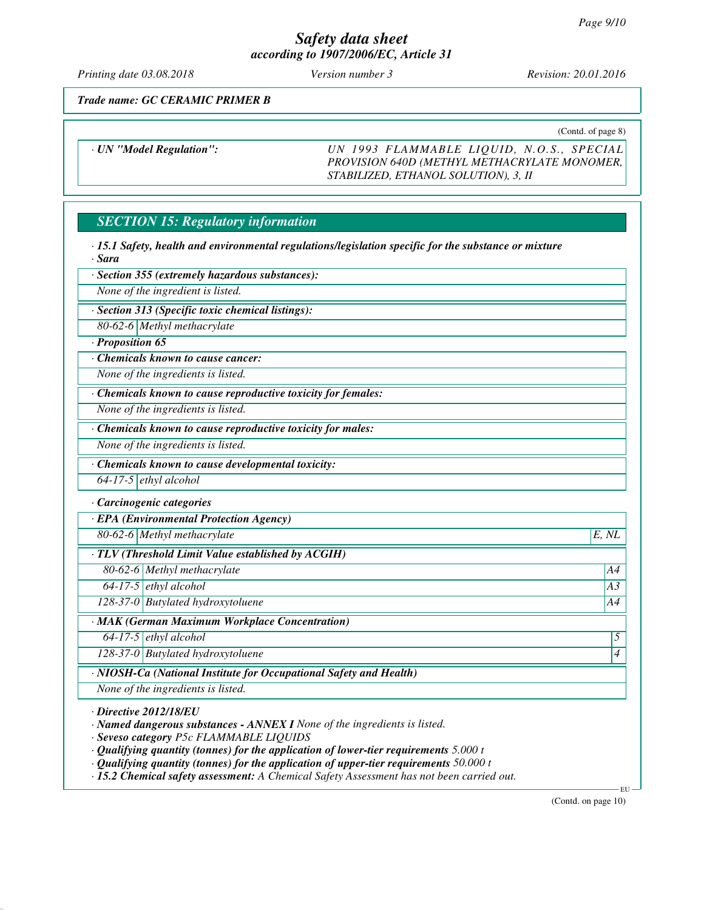*Trade name: GC CERAMIC PRIMER B*

(Contd. of page 8)

· **UN "Model Regulation":** UN 1993 FLAMMABLE LIQUID, N.O.S., SPECIAL PROVISION 640D (METHYL METHACRYLATE MONOMER, STABILIZED, ETHANOL SOLUTION), 3, II

## SECTION 15: Regulatory information

· **15.1 Safety, health and environmental regulations/legislation specific for the substance or mixture**

· **Sara**

· **Section 355 (extremely hazardous substances):**

None of the ingredient is listed.

· **Section 313 (Specific toxic chemical listings):**

| | |
|---|---|
| 80-62-6 | Methyl methacrylate |

· **Proposition 65**

· **Chemicals known to cause cancer:**

None of the ingredients is listed.

· **Chemicals known to cause reproductive toxicity for females:**

None of the ingredients is listed.

· **Chemicals known to cause reproductive toxicity for males:**

None of the ingredients is listed.

· **Chemicals known to cause developmental toxicity:**

| | |
|---|---|
| 64-17-5 | ethyl alcohol |

· **Carcinogenic categories**

· **EPA (Environmental Protection Agency)**

| | | |
|---|---|---|
| 80-62-6 | Methyl methacrylate | E, NL |

· **TLV (Threshold Limit Value established by ACGIH)**

| | | |
|---|---|---|
| 80-62-6 | Methyl methacrylate | A4 |
| 64-17-5 | ethyl alcohol | A3 |
| 128-37-0 | Butylated hydroxytoluene | A4 |

· **MAK (German Maximum Workplace Concentration)**

| | | |
|---|---|---|
| 64-17-5 | ethyl alcohol | 5 |
| 128-37-0 | Butylated hydroxytoluene | 4 |

· **NIOSH-Ca (National Institute for Occupational Safety and Health)**

None of the ingredients is listed.

· **Directive 2012/18/EU**

· **Named dangerous substances - ANNEX I** None of the ingredients is listed.

· **Seveso category** P5c FLAMMABLE LIQUIDS

· **Qualifying quantity (tonnes) for the application of lower-tier requirements** 5.000 t

· **Qualifying quantity (tonnes) for the application of upper-tier requirements** 50.000 t

· **15.2 Chemical safety assessment:** A Chemical Safety Assessment has not been carried out.

(Contd. on page 10)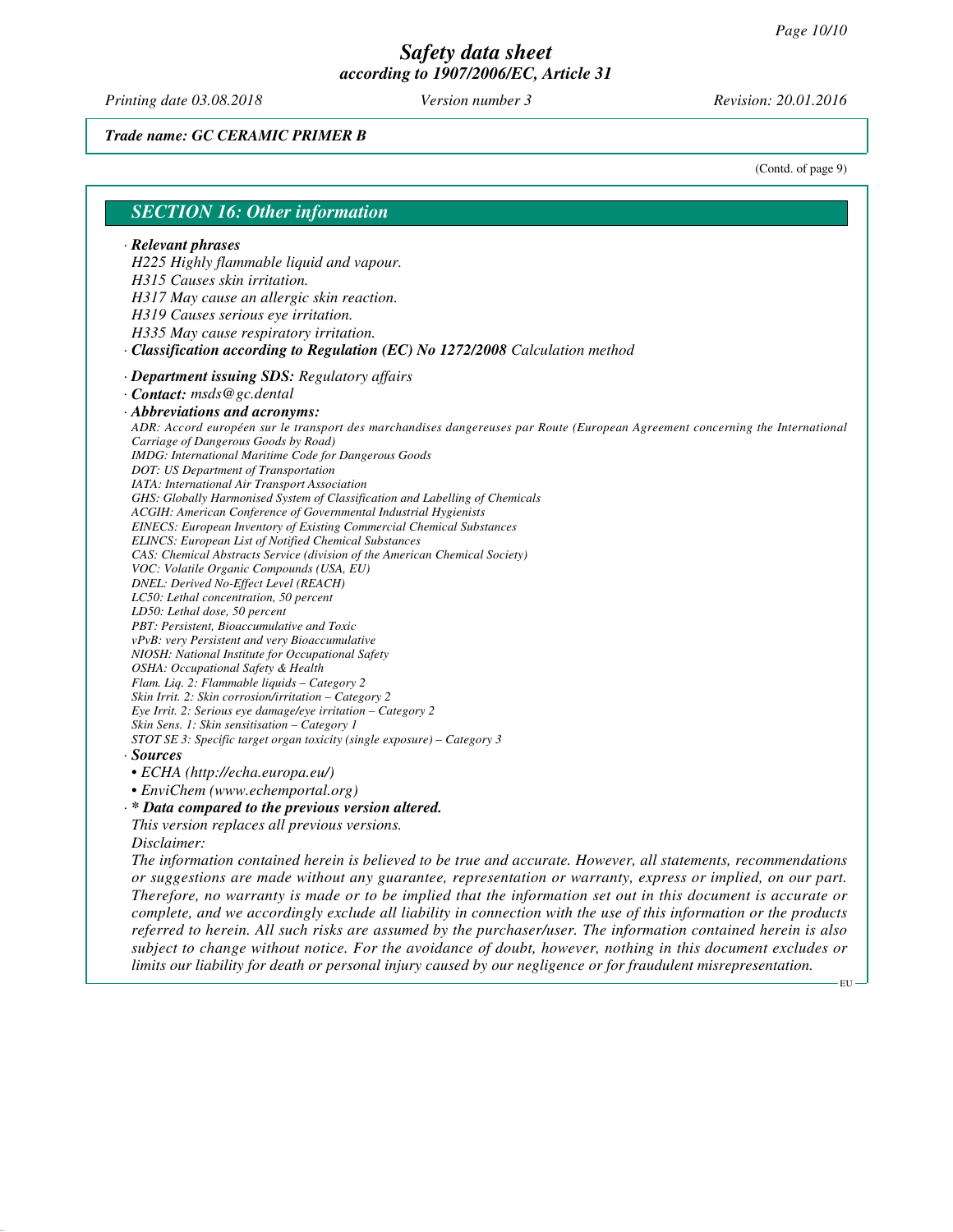*Trade name: GC CERAMIC PRIMER B*

(Contd. of page 9)

## SECTION 16: Other information

· **Relevant phrases**

H225 Highly flammable liquid and vapour.
H315 Causes skin irritation.
H317 May cause an allergic skin reaction.
H319 Causes serious eye irritation.
H335 May cause respiratory irritation.

· **Classification according to Regulation (EC) No 1272/2008** Calculation method

· **Department issuing SDS:** Regulatory affairs

· **Contact:** msds@gc.dental

· **Abbreviations and acronyms:**

ADR: Accord européen sur le transport des marchandises dangereuses par Route (European Agreement concerning the International Carriage of Dangerous Goods by Road)
IMDG: International Maritime Code for Dangerous Goods
DOT: US Department of Transportation
IATA: International Air Transport Association
GHS: Globally Harmonised System of Classification and Labelling of Chemicals
ACGIH: American Conference of Governmental Industrial Hygienists
EINECS: European Inventory of Existing Commercial Chemical Substances
ELINCS: European List of Notified Chemical Substances
CAS: Chemical Abstracts Service (division of the American Chemical Society)
VOC: Volatile Organic Compounds (USA, EU)
DNEL: Derived No-Effect Level (REACH)
LC50: Lethal concentration, 50 percent
LD50: Lethal dose, 50 percent
PBT: Persistent, Bioaccumulative and Toxic
vPvB: very Persistent and very Bioaccumulative
NIOSH: National Institute for Occupational Safety
OSHA: Occupational Safety & Health
Flam. Liq. 2: Flammable liquids – Category 2
Skin Irrit. 2: Skin corrosion/irritation – Category 2
Eye Irrit. 2: Serious eye damage/eye irritation – Category 2
Skin Sens. 1: Skin sensitisation – Category 1
STOT SE 3: Specific target organ toxicity (single exposure) – Category 3

· **Sources**

- ECHA (http://echa.europa.eu/)
- EnviChem (www.echemportal.org)

· **\* Data compared to the previous version altered.**

This version replaces all previous versions.

Disclaimer:

The information contained herein is believed to be true and accurate. However, all statements, recommendations or suggestions are made without any guarantee, representation or warranty, express or implied, on our part. Therefore, no warranty is made or to be implied that the information set out in this document is accurate or complete, and we accordingly exclude all liability in connection with the use of this information or the products referred to herein. All such risks are assumed by the purchaser/user. The information contained herein is also subject to change without notice. For the avoidance of doubt, however, nothing in this document excludes or limits our liability for death or personal injury caused by our negligence or for fraudulent misrepresentation.